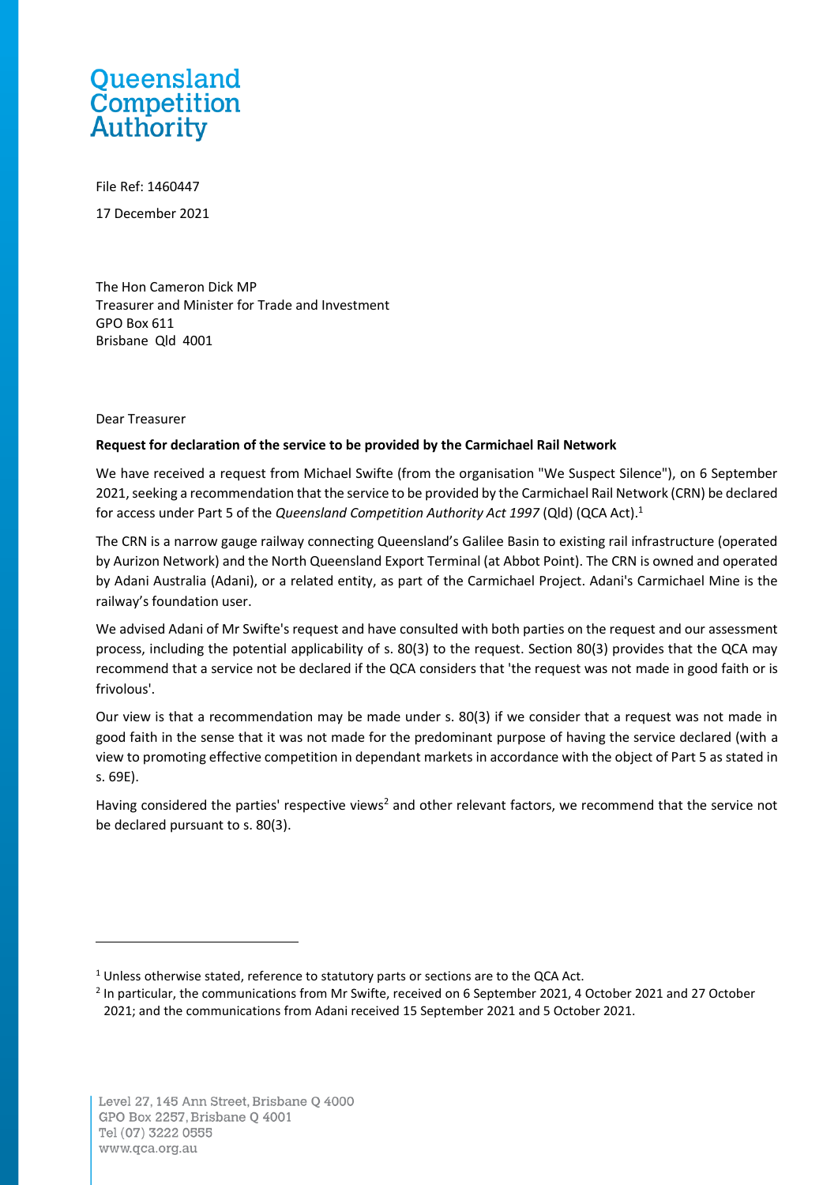# Queensland Competition Authority

File Ref: 1460447

17 December 2021

The Hon Cameron Dick MP
Treasurer and Minister for Trade and Investment
GPO Box 611
Brisbane Qld 4001

Dear Treasurer

**Request for declaration of the service to be provided by the Carmichael Rail Network**

We have received a request from Michael Swifte (from the organisation "We Suspect Silence"), on 6 September 2021, seeking a recommendation that the service to be provided by the Carmichael Rail Network (CRN) be declared for access under Part 5 of the *Queensland Competition Authority Act 1997* (Qld) (QCA Act).[1]

The CRN is a narrow gauge railway connecting Queensland's Galilee Basin to existing rail infrastructure (operated by Aurizon Network) and the North Queensland Export Terminal (at Abbot Point). The CRN is owned and operated by Adani Australia (Adani), or a related entity, as part of the Carmichael Project. Adani's Carmichael Mine is the railway's foundation user.

We advised Adani of Mr Swifte's request and have consulted with both parties on the request and our assessment process, including the potential applicability of s. 80(3) to the request. Section 80(3) provides that the QCA may recommend that a service not be declared if the QCA considers that 'the request was not made in good faith or is frivolous'.

Our view is that a recommendation may be made under s. 80(3) if we consider that a request was not made in good faith in the sense that it was not made for the predominant purpose of having the service declared (with a view to promoting effective competition in dependant markets in accordance with the object of Part 5 as stated in s. 69E).

Having considered the parties' respective views[2] and other relevant factors, we recommend that the service not be declared pursuant to s. 80(3).

---

[1] Unless otherwise stated, reference to statutory parts or sections are to the QCA Act.

[2] In particular, the communications from Mr Swifte, received on 6 September 2021, 4 October 2021 and 27 October 2021; and the communications from Adani received 15 September 2021 and 5 October 2021.

Level 27, 145 Ann Street, Brisbane Q 4000
GPO Box 2257, Brisbane Q 4001
Tel (07) 3222 0555
www.qca.org.au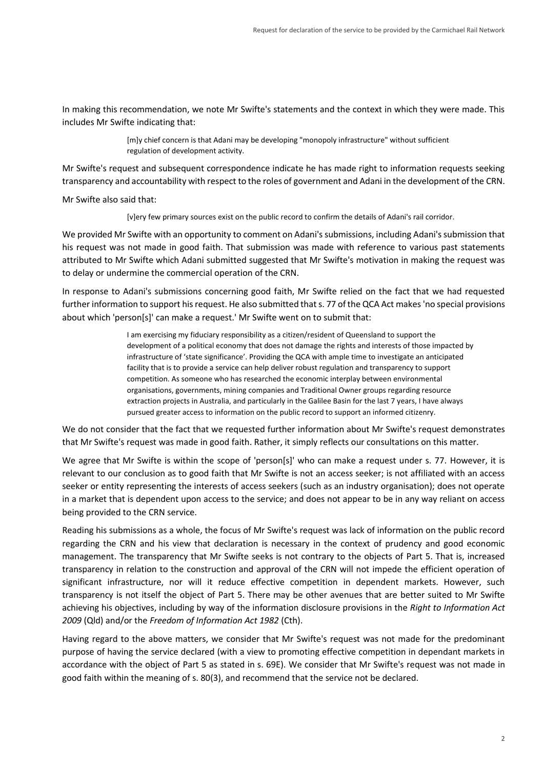In making this recommendation, we note Mr Swifte's statements and the context in which they were made. This includes Mr Swifte indicating that:

> [m]y chief concern is that Adani may be developing "monopoly infrastructure" without sufficient regulation of development activity.

Mr Swifte's request and subsequent correspondence indicate he has made right to information requests seeking transparency and accountability with respect to the roles of government and Adani in the development of the CRN.

Mr Swifte also said that:

> [v]ery few primary sources exist on the public record to confirm the details of Adani's rail corridor.

We provided Mr Swifte with an opportunity to comment on Adani's submissions, including Adani's submission that his request was not made in good faith. That submission was made with reference to various past statements attributed to Mr Swifte which Adani submitted suggested that Mr Swifte's motivation in making the request was to delay or undermine the commercial operation of the CRN.

In response to Adani's submissions concerning good faith, Mr Swifte relied on the fact that we had requested further information to support his request. He also submitted that s. 77 of the QCA Act makes 'no special provisions about which 'person[s]' can make a request.' Mr Swifte went on to submit that:

> I am exercising my fiduciary responsibility as a citizen/resident of Queensland to support the development of a political economy that does not damage the rights and interests of those impacted by infrastructure of 'state significance'. Providing the QCA with ample time to investigate an anticipated facility that is to provide a service can help deliver robust regulation and transparency to support competition. As someone who has researched the economic interplay between environmental organisations, governments, mining companies and Traditional Owner groups regarding resource extraction projects in Australia, and particularly in the Galilee Basin for the last 7 years, I have always pursued greater access to information on the public record to support an informed citizenry.

We do not consider that the fact that we requested further information about Mr Swifte's request demonstrates that Mr Swifte's request was made in good faith. Rather, it simply reflects our consultations on this matter.

We agree that Mr Swifte is within the scope of 'person[s]' who can make a request under s. 77. However, it is relevant to our conclusion as to good faith that Mr Swifte is not an access seeker; is not affiliated with an access seeker or entity representing the interests of access seekers (such as an industry organisation); does not operate in a market that is dependent upon access to the service; and does not appear to be in any way reliant on access being provided to the CRN service.

Reading his submissions as a whole, the focus of Mr Swifte's request was lack of information on the public record regarding the CRN and his view that declaration is necessary in the context of prudency and good economic management. The transparency that Mr Swifte seeks is not contrary to the objects of Part 5. That is, increased transparency in relation to the construction and approval of the CRN will not impede the efficient operation of significant infrastructure, nor will it reduce effective competition in dependent markets. However, such transparency is not itself the object of Part 5. There may be other avenues that are better suited to Mr Swifte achieving his objectives, including by way of the information disclosure provisions in the *Right to Information Act 2009* (Qld) and/or the *Freedom of Information Act 1982* (Cth).

Having regard to the above matters, we consider that Mr Swifte's request was not made for the predominant purpose of having the service declared (with a view to promoting effective competition in dependant markets in accordance with the object of Part 5 as stated in s. 69E). We consider that Mr Swifte's request was not made in good faith within the meaning of s. 80(3), and recommend that the service not be declared.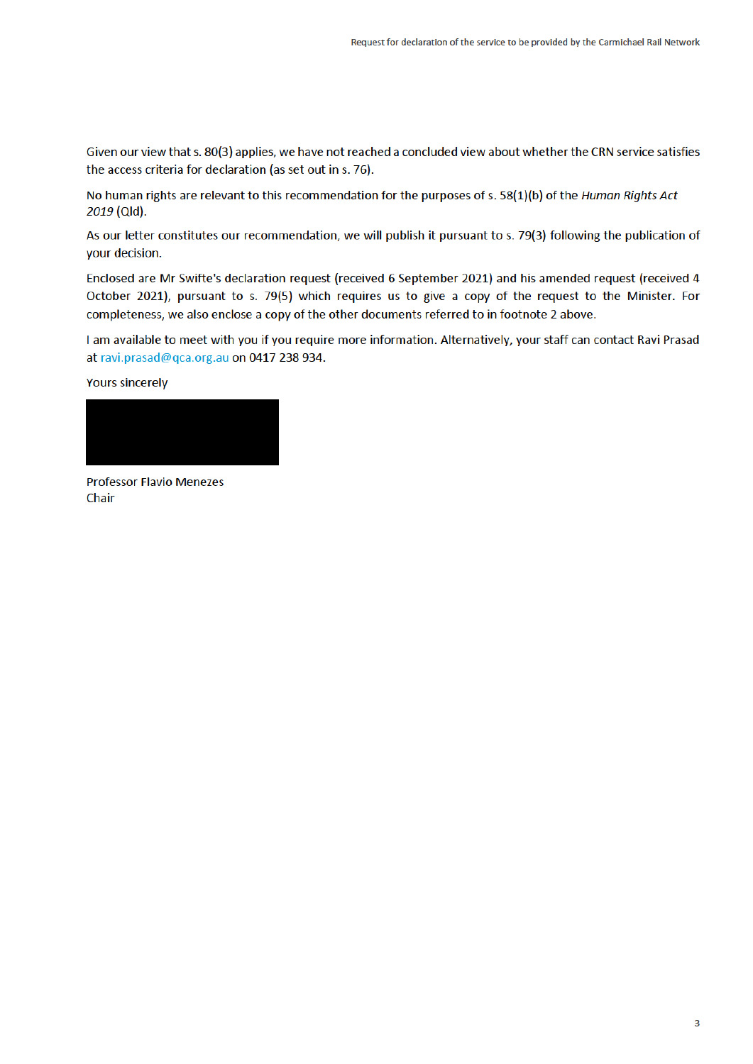Given our view that s. 80(3) applies, we have not reached a concluded view about whether the CRN service satisfies the access criteria for declaration (as set out in s. 76).

No human rights are relevant to this recommendation for the purposes of s. 58(1)(b) of the *Human Rights Act 2019* (Qld).

As our letter constitutes our recommendation, we will publish it pursuant to s. 79(3) following the publication of your decision.

Enclosed are Mr Swifte's declaration request (received 6 September 2021) and his amended request (received 4 October 2021), pursuant to s. 79(5) which requires us to give a copy of the request to the Minister. For completeness, we also enclose a copy of the other documents referred to in footnote 2 above.

I am available to meet with you if you require more information. Alternatively, your staff can contact Ravi Prasad at ravi.prasad@qca.org.au on 0417 238 934.

Yours sincerely

Professor Flavio Menezes
Chair